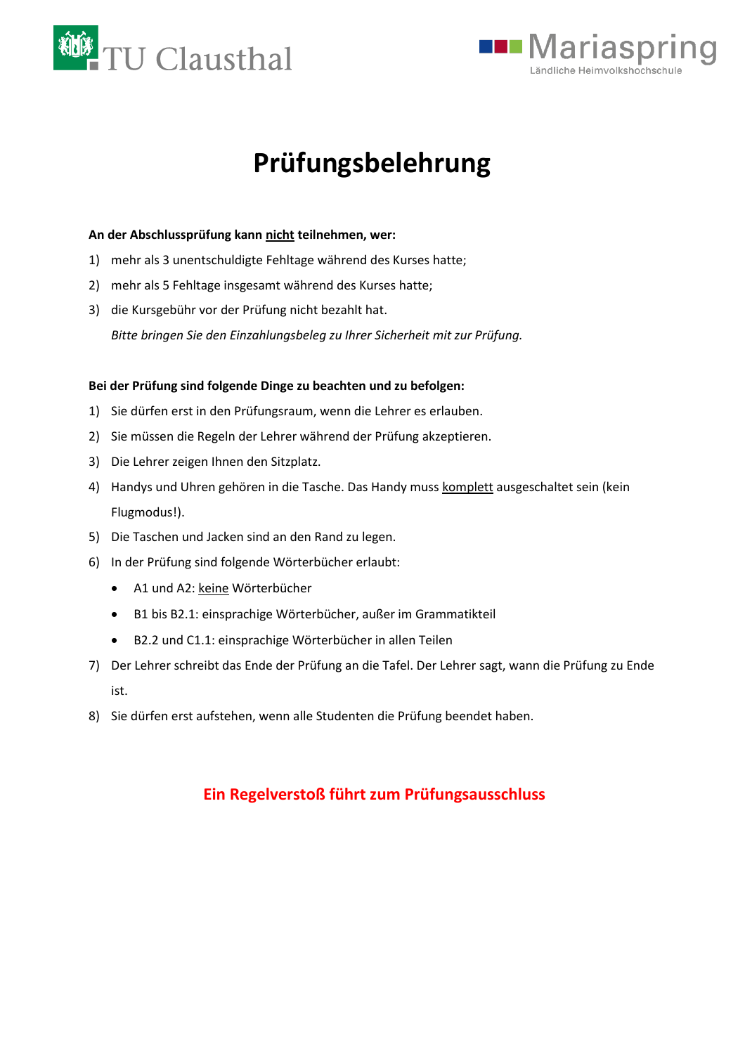TU Clausthal

Mariaspring
Ländliche Heimvolkshochschule

# Prüfungsbelehrung

**An der Abschlussprüfung kann <u>nicht</u> teilnehmen, wer:**

1) mehr als 3 unentschuldigte Fehltage während des Kurses hatte;
2) mehr als 5 Fehltage insgesamt während des Kurses hatte;
3) die Kursgebühr vor der Prüfung nicht bezahlt hat.

   *Bitte bringen Sie den Einzahlungsbeleg zu Ihrer Sicherheit mit zur Prüfung.*

**Bei der Prüfung sind folgende Dinge zu beachten und zu befolgen:**

1) Sie dürfen erst in den Prüfungsraum, wenn die Lehrer es erlauben.
2) Sie müssen die Regeln der Lehrer während der Prüfung akzeptieren.
3) Die Lehrer zeigen Ihnen den Sitzplatz.
4) Handys und Uhren gehören in die Tasche. Das Handy muss <u>komplett</u> ausgeschaltet sein (kein Flugmodus!).
5) Die Taschen und Jacken sind an den Rand zu legen.
6) In der Prüfung sind folgende Wörterbücher erlaubt:
   - A1 und A2: <u>keine</u> Wörterbücher
   - B1 bis B2.1: einsprachige Wörterbücher, außer im Grammatikteil
   - B2.2 und C1.1: einsprachige Wörterbücher in allen Teilen
7) Der Lehrer schreibt das Ende der Prüfung an die Tafel. Der Lehrer sagt, wann die Prüfung zu Ende ist.
8) Sie dürfen erst aufstehen, wenn alle Studenten die Prüfung beendet haben.

**Ein Regelverstoß führt zum Prüfungsausschluss**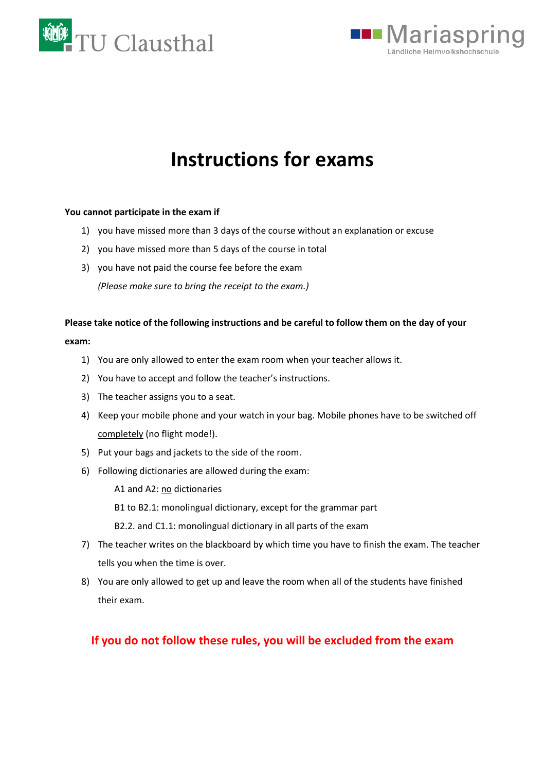TU Clausthal

Mariaspring
Ländliche Heimvolkshochschule

# Instructions for exams

**You cannot participate in the exam if**

1) you have missed more than 3 days of the course without an explanation or excuse
2) you have missed more than 5 days of the course in total
3) you have not paid the course fee before the exam
   *(Please make sure to bring the receipt to the exam.)*

**Please take notice of the following instructions and be careful to follow them on the day of your exam:**

1) You are only allowed to enter the exam room when your teacher allows it.
2) You have to accept and follow the teacher's instructions.
3) The teacher assigns you to a seat.
4) Keep your mobile phone and your watch in your bag. Mobile phones have to be switched off <u>completely</u> (no flight mode!).
5) Put your bags and jackets to the side of the room.
6) Following dictionaries are allowed during the exam:
   - A1 and A2: <u>no</u> dictionaries
   - B1 to B2.1: monolingual dictionary, except for the grammar part
   - B2.2. and C1.1: monolingual dictionary in all parts of the exam
7) The teacher writes on the blackboard by which time you have to finish the exam. The teacher tells you when the time is over.
8) You are only allowed to get up and leave the room when all of the students have finished their exam.

**If you do not follow these rules, you will be excluded from the exam**